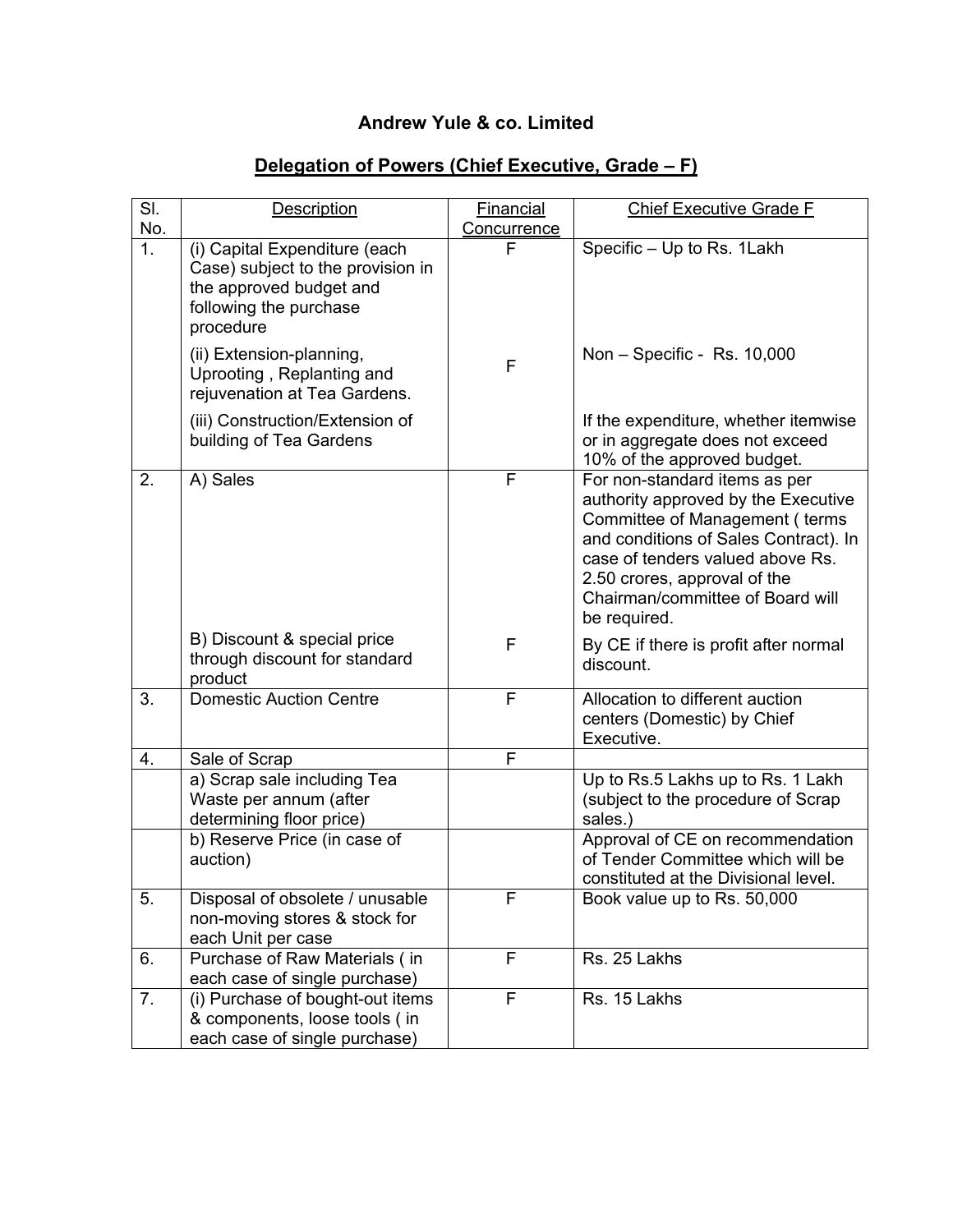**Andrew Yule & co. Limited**

**Delegation of Powers (Chief Executive, Grade – F)**

| Sl. No. | Description | Financial Concurrence | Chief Executive Grade F |
|---|---|---|---|
| 1. | (i) Capital Expenditure (each Case) subject to the provision in the approved budget and following the purchase procedure | F | Specific – Up to Rs. 1Lakh |
| | (ii) Extension-planning, Uprooting , Replanting and rejuvenation at Tea Gardens. | F | Non – Specific - Rs. 10,000 |
| | (iii) Construction/Extension of building of Tea Gardens | | If the expenditure, whether itemwise or in aggregate does not exceed 10% of the approved budget. |
| 2. | A) Sales | F | For non-standard items as per authority approved by the Executive Committee of Management ( terms and conditions of Sales Contract). In case of tenders valued above Rs. 2.50 crores, approval of the Chairman/committee of Board will be required. |
| | B) Discount & special price through discount for standard product | F | By CE if there is profit after normal discount. |
| 3. | Domestic Auction Centre | F | Allocation to different auction centers (Domestic) by Chief Executive. |
| 4. | Sale of Scrap | F | |
| | a) Scrap sale including Tea Waste per annum (after determining floor price) | | Up to Rs.5 Lakhs up to Rs. 1 Lakh (subject to the procedure of Scrap sales.) |
| | b) Reserve Price (in case of auction) | | Approval of CE on recommendation of Tender Committee which will be constituted at the Divisional level. |
| 5. | Disposal of obsolete / unusable non-moving stores & stock for each Unit per case | F | Book value up to Rs. 50,000 |
| 6. | Purchase of Raw Materials ( in each case of single purchase) | F | Rs. 25 Lakhs |
| 7. | (i) Purchase of bought-out items & components, loose tools ( in each case of single purchase) | F | Rs. 15 Lakhs |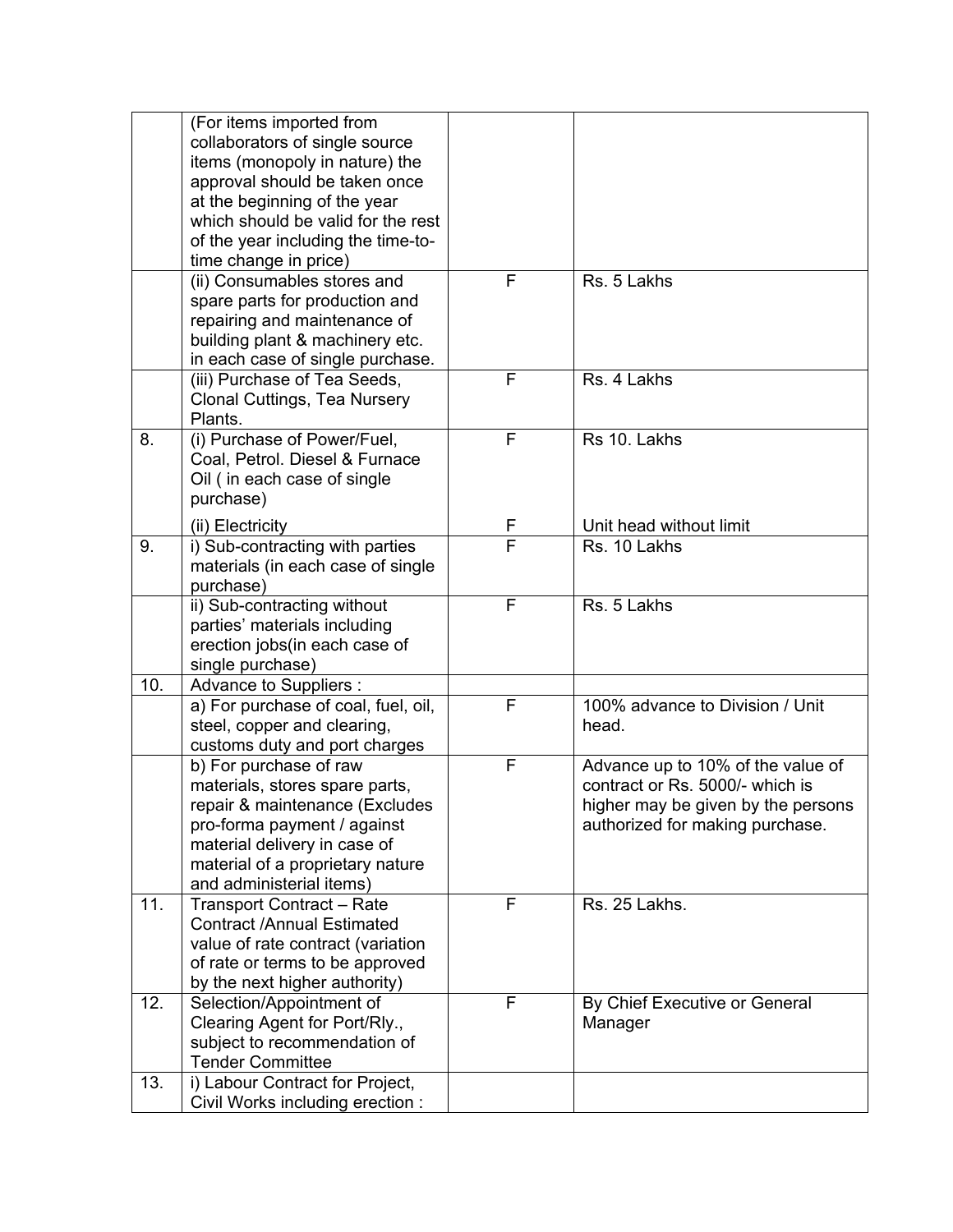| | | | |
|---|---|---|---|
| | (For items imported from collaborators of single source items (monopoly in nature) the approval should be taken once at the beginning of the year which should be valid for the rest of the year including the time-to-time change in price) | | |
| | (ii) Consumables stores and spare parts for production and repairing and maintenance of building plant & machinery etc. in each case of single purchase. | F | Rs. 5 Lakhs |
| | (iii) Purchase of Tea Seeds, Clonal Cuttings, Tea Nursery Plants. | F | Rs. 4 Lakhs |
| 8. | (i) Purchase of Power/Fuel, Coal, Petrol. Diesel & Furnace Oil ( in each case of single purchase)<br><br>(ii) Electricity | F<br><br>F | Rs 10. Lakhs<br><br>Unit head without limit |
| 9. | i) Sub-contracting with parties materials (in each case of single purchase) | F | Rs. 10 Lakhs |
| | ii) Sub-contracting without parties' materials including erection jobs(in each case of single purchase) | F | Rs. 5 Lakhs |
| 10. | Advance to Suppliers : | | |
| | a) For purchase of coal, fuel, oil, steel, copper and clearing, customs duty and port charges | F | 100% advance to Division / Unit head. |
| | b) For purchase of raw materials, stores spare parts, repair & maintenance (Excludes pro-forma payment / against material delivery in case of material of a proprietary nature and administerial items) | F | Advance up to 10% of the value of contract or Rs. 5000/- which is higher may be given by the persons authorized for making purchase. |
| 11. | Transport Contract – Rate Contract /Annual Estimated value of rate contract (variation of rate or terms to be approved by the next higher authority) | F | Rs. 25 Lakhs. |
| 12. | Selection/Appointment of Clearing Agent for Port/Rly., subject to recommendation of Tender Committee | F | By Chief Executive or General Manager |
| 13. | i) Labour Contract for Project, Civil Works including erection : | | |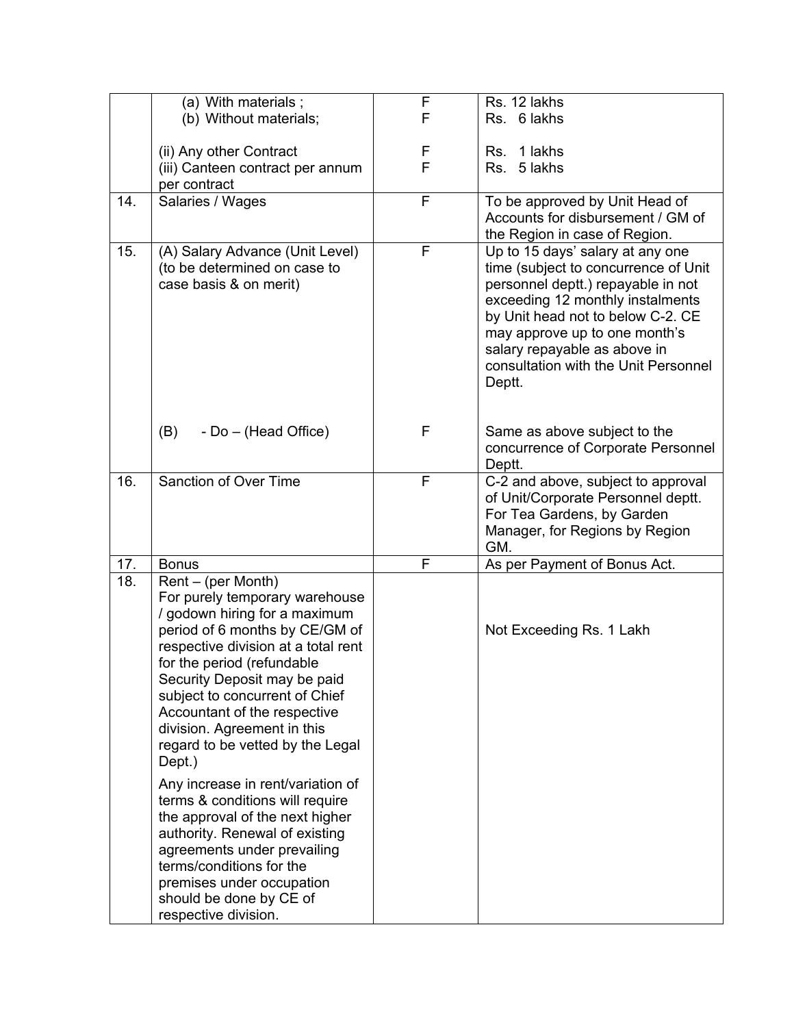| | | | |
|---|---|---|---|
| | (a) With materials ;<br>(b) Without materials;<br><br>(ii) Any other Contract<br>(iii) Canteen contract per annum per contract | F<br>F<br><br>F<br>F | Rs. 12 lakhs<br>Rs. 6 lakhs<br><br>Rs. 1 lakhs<br>Rs. 5 lakhs |
| 14. | Salaries / Wages | F | To be approved by Unit Head of Accounts for disbursement / GM of the Region in case of Region. |
| 15. | (A) Salary Advance (Unit Level) (to be determined on case to case basis & on merit)<br><br>(B) - Do – (Head Office) | F<br><br>F | Up to 15 days' salary at any one time (subject to concurrence of Unit personnel deptt.) repayable in not exceeding 12 monthly instalments by Unit head not to below C-2. CE may approve up to one month's salary repayable as above in consultation with the Unit Personnel Deptt.<br><br>Same as above subject to the concurrence of Corporate Personnel Deptt. |
| 16. | Sanction of Over Time | F | C-2 and above, subject to approval of Unit/Corporate Personnel deptt. For Tea Gardens, by Garden Manager, for Regions by Region GM. |
| 17. | Bonus | F | As per Payment of Bonus Act. |
| 18. | Rent – (per Month)<br>For purely temporary warehouse / godown hiring for a maximum period of 6 months by CE/GM of respective division at a total rent for the period (refundable Security Deposit may be paid subject to concurrent of Chief Accountant of the respective division. Agreement in this regard to be vetted by the Legal Dept.)<br><br>Any increase in rent/variation of terms & conditions will require the approval of the next higher authority. Renewal of existing agreements under prevailing terms/conditions for the premises under occupation should be done by CE of respective division. | | Not Exceeding Rs. 1 Lakh |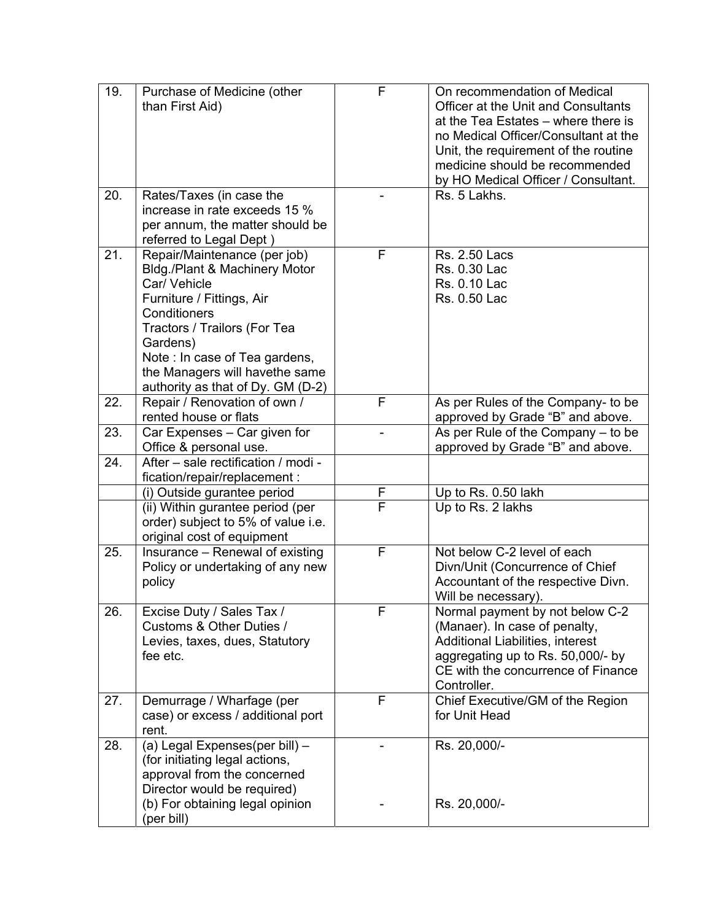| | | | |
|---|---|---|---|
| 19. | Purchase of Medicine (other than First Aid) | F | On recommendation of Medical Officer at the Unit and Consultants at the Tea Estates – where there is no Medical Officer/Consultant at the Unit, the requirement of the routine medicine should be recommended by HO Medical Officer / Consultant. |
| 20. | Rates/Taxes (in case the increase in rate exceeds 15 % per annum, the matter should be referred to Legal Dept ) | - | Rs. 5 Lakhs. |
| 21. | Repair/Maintenance (per job) Bldg./Plant & Machinery Motor Car/ Vehicle<br>Furniture / Fittings, Air Conditioners<br>Tractors / Trailors (For Tea Gardens)<br>Note : In case of Tea gardens, the Managers will havethe same authority as that of Dy. GM (D-2) | F | Rs. 2.50 Lacs<br>Rs. 0.30 Lac<br>Rs. 0.10 Lac<br>Rs. 0.50 Lac |
| 22. | Repair / Renovation of own / rented house or flats | F | As per Rules of the Company- to be approved by Grade "B" and above. |
| 23. | Car Expenses – Car given for Office & personal use. | - | As per Rule of the Company – to be approved by Grade "B" and above. |
| 24. | After – sale rectification / modi - fication/repair/replacement : | | |
| | (i) Outside gurantee period | F | Up to Rs. 0.50 lakh |
| | (ii) Within gurantee period (per order) subject to 5% of value i.e. original cost of equipment | F | Up to Rs. 2 lakhs |
| 25. | Insurance – Renewal of existing Policy or undertaking of any new policy | F | Not below C-2 level of each Divn/Unit (Concurrence of Chief Accountant of the respective Divn. Will be necessary). |
| 26. | Excise Duty / Sales Tax / Customs & Other Duties / Levies, taxes, dues, Statutory fee etc. | F | Normal payment by not below C-2 (Manaer). In case of penalty, Additional Liabilities, interest aggregating up to Rs. 50,000/- by CE with the concurrence of Finance Controller. |
| 27. | Demurrage / Wharfage (per case) or excess / additional port rent. | F | Chief Executive/GM of the Region for Unit Head |
| 28. | (a) Legal Expenses(per bill) – (for initiating legal actions, approval from the concerned Director would be required)<br>(b) For obtaining legal opinion (per bill) | -<br><br>- | Rs. 20,000/-<br><br>Rs. 20,000/- |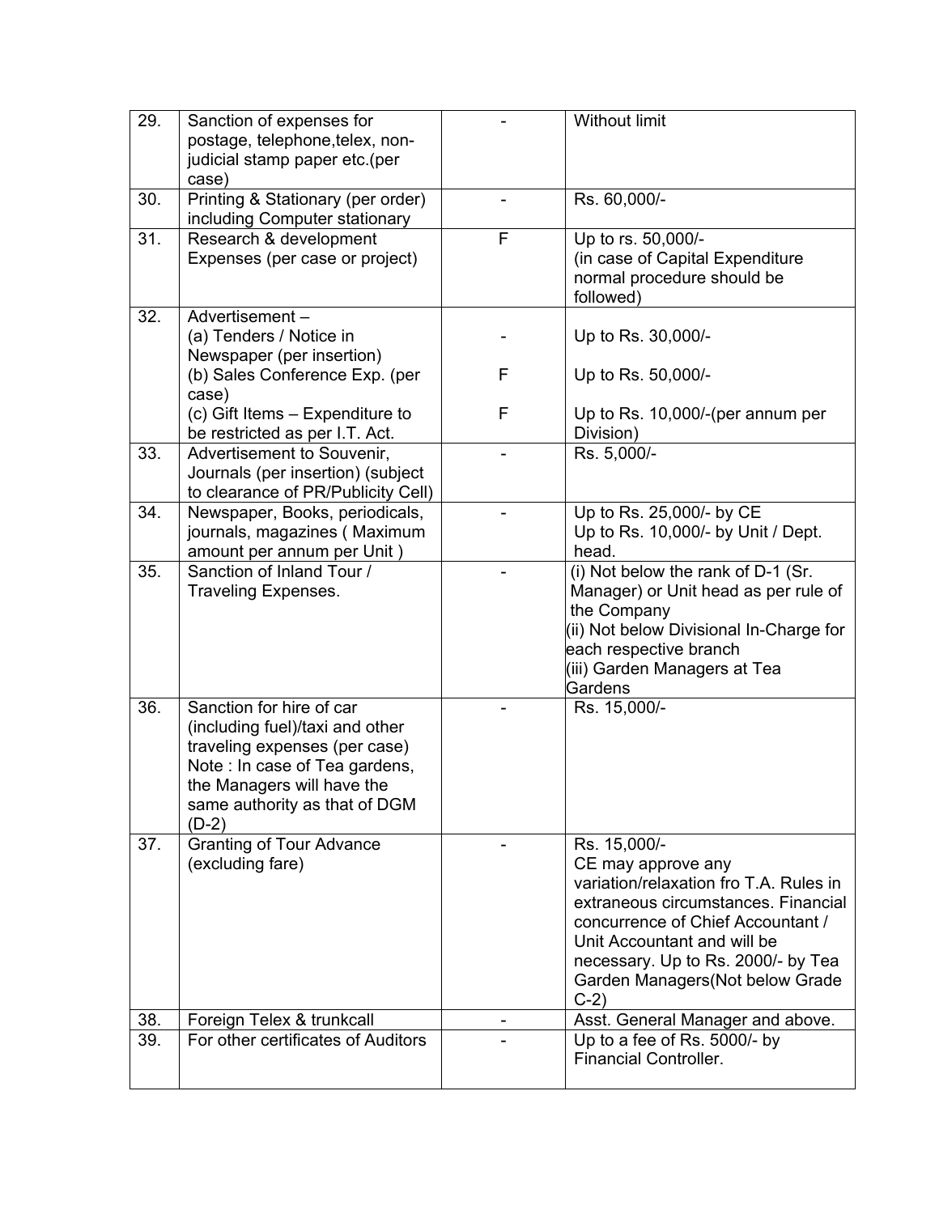| | | | |
|---|---|---|---|
| 29. | Sanction of expenses for postage, telephone,telex, non-judicial stamp paper etc.(per case) | - | Without limit |
| 30. | Printing & Stationary (per order) including Computer stationary | - | Rs. 60,000/- |
| 31. | Research & development Expenses (per case or project) | F | Up to rs. 50,000/-<br>(in case of Capital Expenditure normal procedure should be followed) |
| 32. | Advertisement –<br>(a) Tenders / Notice in Newspaper (per insertion)<br>(b) Sales Conference Exp. (per case)<br>(c) Gift Items – Expenditure to be restricted as per I.T. Act. | -<br>F<br>F | Up to Rs. 30,000/-<br>Up to Rs. 50,000/-<br>Up to Rs. 10,000/-(per annum per Division) |
| 33. | Advertisement to Souvenir, Journals (per insertion) (subject to clearance of PR/Publicity Cell) | - | Rs. 5,000/- |
| 34. | Newspaper, Books, periodicals, journals, magazines ( Maximum amount per annum per Unit ) | - | Up to Rs. 25,000/- by CE<br>Up to Rs. 10,000/- by Unit / Dept. head. |
| 35. | Sanction of Inland Tour / Traveling Expenses. | - | (i) Not below the rank of D-1 (Sr. Manager) or Unit head as per rule of the Company<br>(ii) Not below Divisional In-Charge for each respective branch<br>(iii) Garden Managers at Tea Gardens |
| 36. | Sanction for hire of car (including fuel)/taxi and other traveling expenses (per case)<br>Note : In case of Tea gardens, the Managers will have the same authority as that of DGM (D-2) | - | Rs. 15,000/- |
| 37. | Granting of Tour Advance (excluding fare) | - | Rs. 15,000/-<br>CE may approve any variation/relaxation fro T.A. Rules in extraneous circumstances. Financial concurrence of Chief Accountant / Unit Accountant and will be necessary. Up to Rs. 2000/- by Tea Garden Managers(Not below Grade C-2) |
| 38. | Foreign Telex & trunkcall | - | Asst. General Manager and above. |
| 39. | For other certificates of Auditors | - | Up to a fee of Rs. 5000/- by Financial Controller. |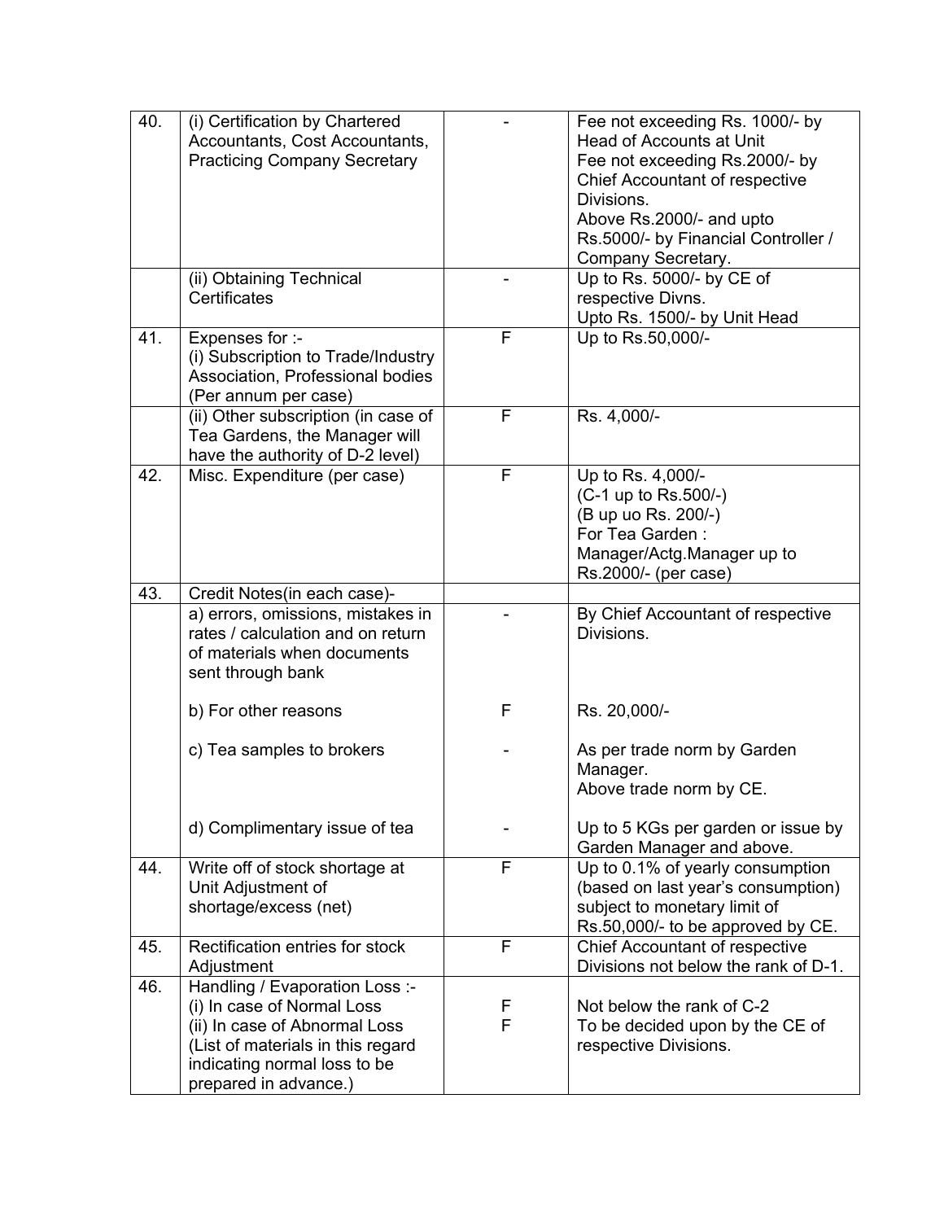| | | | |
|---|---|---|---|
| 40. | (i) Certification by Chartered Accountants, Cost Accountants, Practicing Company Secretary | - | Fee not exceeding Rs. 1000/- by Head of Accounts at Unit<br>Fee not exceeding Rs.2000/- by Chief Accountant of respective Divisions.<br>Above Rs.2000/- and upto Rs.5000/- by Financial Controller / Company Secretary. |
| | (ii) Obtaining Technical Certificates | - | Up to Rs. 5000/- by CE of respective Divns.<br>Upto Rs. 1500/- by Unit Head |
| 41. | Expenses for :-<br>(i) Subscription to Trade/Industry Association, Professional bodies (Per annum per case) | F | Up to Rs.50,000/- |
| | (ii) Other subscription (in case of Tea Gardens, the Manager will have the authority of D-2 level) | F | Rs. 4,000/- |
| 42. | Misc. Expenditure (per case) | F | Up to Rs. 4,000/-<br>(C-1 up to Rs.500/-)<br>(B up uo Rs. 200/-)<br>For Tea Garden :<br>Manager/Actg.Manager up to Rs.2000/- (per case) |
| 43. | Credit Notes(in each case)- | | |
| | a) errors, omissions, mistakes in rates / calculation and on return of materials when documents sent through bank | - | By Chief Accountant of respective Divisions. |
| | b) For other reasons | F | Rs. 20,000/- |
| | c) Tea samples to brokers | - | As per trade norm by Garden Manager.<br>Above trade norm by CE. |
| | d) Complimentary issue of tea | - | Up to 5 KGs per garden or issue by Garden Manager and above. |
| 44. | Write off of stock shortage at Unit Adjustment of shortage/excess (net) | F | Up to 0.1% of yearly consumption (based on last year's consumption) subject to monetary limit of Rs.50,000/- to be approved by CE. |
| 45. | Rectification entries for stock Adjustment | F | Chief Accountant of respective Divisions not below the rank of D-1. |
| 46. | Handling / Evaporation Loss :-<br>(i) In case of Normal Loss<br>(ii) In case of Abnormal Loss (List of materials in this regard indicating normal loss to be prepared in advance.) | <br>F<br>F | <br>Not below the rank of C-2<br>To be decided upon by the CE of respective Divisions. |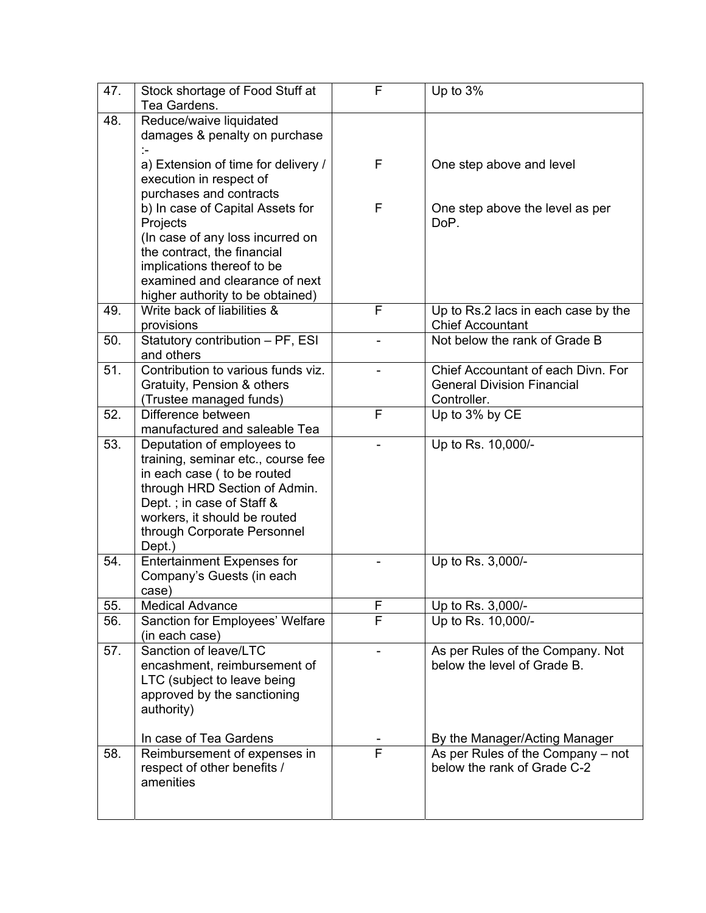| | | | |
|---|---|---|---|
| 47. | Stock shortage of Food Stuff at Tea Gardens. | F | Up to 3% |
| 48. | Reduce/waive liquidated damages & penalty on purchase :-<br>a) Extension of time for delivery / execution in respect of purchases and contracts<br>b) In case of Capital Assets for Projects<br>(In case of any loss incurred on the contract, the financial implications thereof to be examined and clearance of next higher authority to be obtained) | <br><br>F<br><br>F | <br><br>One step above and level<br><br>One step above the level as per DoP. |
| 49. | Write back of liabilities & provisions | F | Up to Rs.2 lacs in each case by the Chief Accountant |
| 50. | Statutory contribution – PF, ESI and others | - | Not below the rank of Grade B |
| 51. | Contribution to various funds viz. Gratuity, Pension & others (Trustee managed funds) | - | Chief Accountant of each Divn. For General Division Financial Controller. |
| 52. | Difference between manufactured and saleable Tea | F | Up to 3% by CE |
| 53. | Deputation of employees to training, seminar etc., course fee in each case ( to be routed through HRD Section of Admin. Dept. ; in case of Staff & workers, it should be routed through Corporate Personnel Dept.) | - | Up to Rs. 10,000/- |
| 54. | Entertainment Expenses for Company's Guests (in each case) | - | Up to Rs. 3,000/- |
| 55. | Medical Advance | F | Up to Rs. 3,000/- |
| 56. | Sanction for Employees' Welfare (in each case) | F | Up to Rs. 10,000/- |
| 57. | Sanction of leave/LTC encashment, reimbursement of LTC (subject to leave being approved by the sanctioning authority)<br><br>In case of Tea Gardens | -<br><br>- | As per Rules of the Company. Not below the level of Grade B.<br><br>By the Manager/Acting Manager |
| 58. | Reimbursement of expenses in respect of other benefits / amenities | F | As per Rules of the Company – not below the rank of Grade C-2 |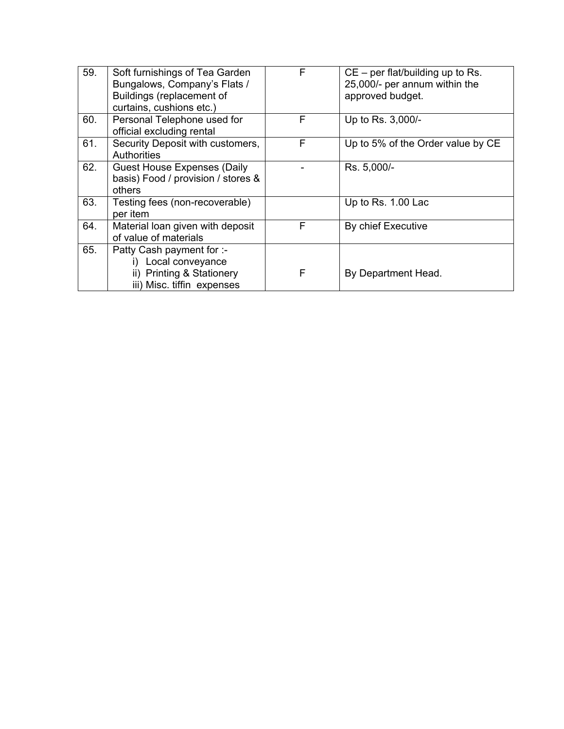| | | | |
|---|---|---|---|
| 59. | Soft furnishings of Tea Garden Bungalows, Company's Flats / Buildings (replacement of curtains, cushions etc.) | F | CE – per flat/building up to Rs. 25,000/- per annum within the approved budget. |
| 60. | Personal Telephone used for official excluding rental | F | Up to Rs. 3,000/- |
| 61. | Security Deposit with customers, Authorities | F | Up to 5% of the Order value by CE |
| 62. | Guest House Expenses (Daily basis) Food / provision / stores & others | - | Rs. 5,000/- |
| 63. | Testing fees (non-recoverable) per item | | Up to Rs. 1.00 Lac |
| 64. | Material loan given with deposit of value of materials | F | By chief Executive |
| 65. | Patty Cash payment for :-<br>i) Local conveyance<br>ii) Printing & Stationery<br>iii) Misc. tiffin expenses | F | By Department Head. |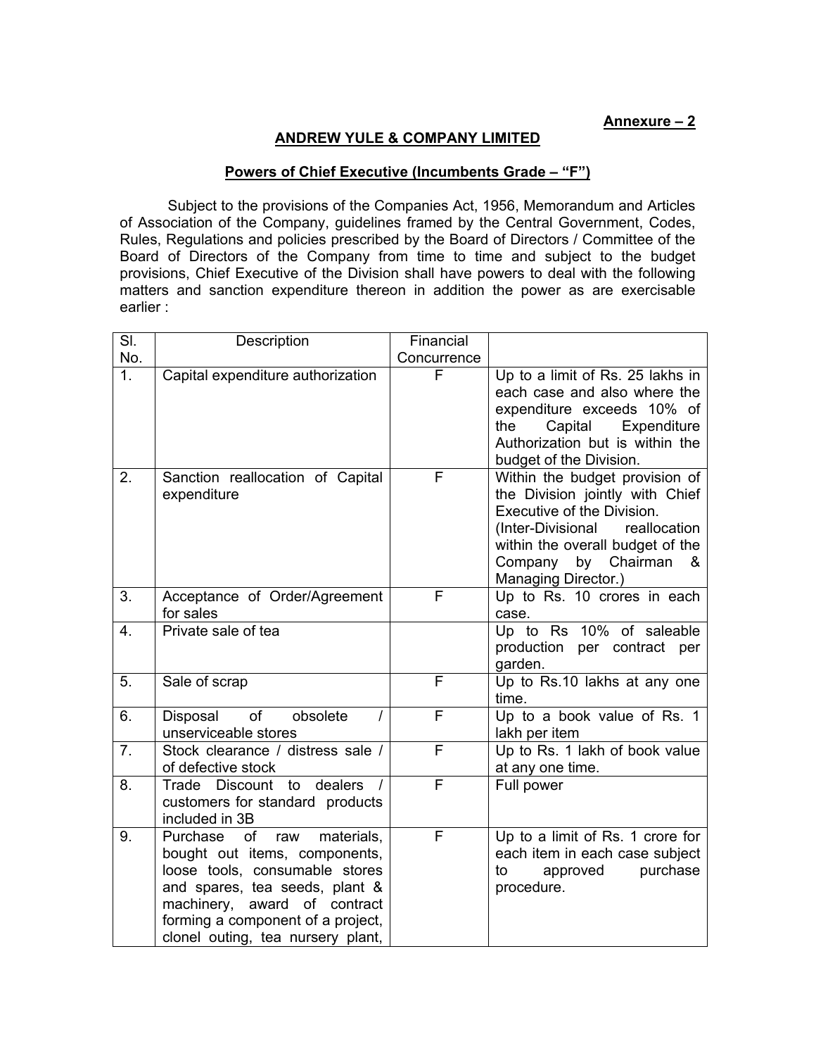**Annexure – 2**

## ANDREW YULE & COMPANY LIMITED

### Powers of Chief Executive (Incumbents Grade – "F")

Subject to the provisions of the Companies Act, 1956, Memorandum and Articles of Association of the Company, guidelines framed by the Central Government, Codes, Rules, Regulations and policies prescribed by the Board of Directors / Committee of the Board of Directors of the Company from time to time and subject to the budget provisions, Chief Executive of the Division shall have powers to deal with the following matters and sanction expenditure thereon in addition the power as are exercisable earlier :

| Sl. No. | Description | Financial Concurrence | |
|---|---|---|---|
| 1. | Capital expenditure authorization | F | Up to a limit of Rs. 25 lakhs in each case and also where the expenditure exceeds 10% of the Capital Expenditure Authorization but is within the budget of the Division. |
| 2. | Sanction reallocation of Capital expenditure | F | Within the budget provision of the Division jointly with Chief Executive of the Division. (Inter-Divisional reallocation within the overall budget of the Company by Chairman & Managing Director.) |
| 3. | Acceptance of Order/Agreement for sales | F | Up to Rs. 10 crores in each case. |
| 4. | Private sale of tea | | Up to Rs 10% of saleable production per contract per garden. |
| 5. | Sale of scrap | F | Up to Rs.10 lakhs at any one time. |
| 6. | Disposal of obsolete / unserviceable stores | F | Up to a book value of Rs. 1 lakh per item |
| 7. | Stock clearance / distress sale / of defective stock | F | Up to Rs. 1 lakh of book value at any one time. |
| 8. | Trade Discount to dealers / customers for standard products included in 3B | F | Full power |
| 9. | Purchase of raw materials, bought out items, components, loose tools, consumable stores and spares, tea seeds, plant & machinery, award of contract forming a component of a project, clonel outing, tea nursery plant, | F | Up to a limit of Rs. 1 crore for each item in each case subject to approved purchase procedure. |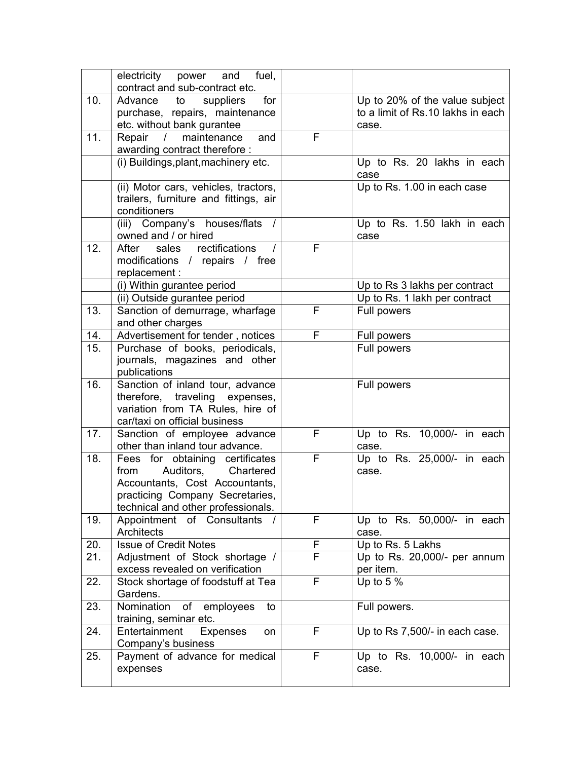| | | | |
|---|---|---|---|
| | electricity power and fuel, contract and sub-contract etc. | | |
| 10. | Advance to suppliers for purchase, repairs, maintenance etc. without bank gurantee | | Up to 20% of the value subject to a limit of Rs.10 lakhs in each case. |
| 11. | Repair / maintenance and awarding contract therefore : | F | |
| | (i) Buildings,plant,machinery etc. | | Up to Rs. 20 lakhs in each case |
| | (ii) Motor cars, vehicles, tractors, trailers, furniture and fittings, air conditioners | | Up to Rs. 1.00 in each case |
| | (iii) Company's houses/flats / owned and / or hired | | Up to Rs. 1.50 lakh in each case |
| 12. | After sales rectifications / modifications / repairs / free replacement : | F | |
| | (i) Within gurantee period | | Up to Rs 3 lakhs per contract |
| | (ii) Outside gurantee period | | Up to Rs. 1 lakh per contract |
| 13. | Sanction of demurrage, wharfage and other charges | F | Full powers |
| 14. | Advertisement for tender , notices | F | Full powers |
| 15. | Purchase of books, periodicals, journals, magazines and other publications | | Full powers |
| 16. | Sanction of inland tour, advance therefore, traveling expenses, variation from TA Rules, hire of car/taxi on official business | | Full powers |
| 17. | Sanction of employee advance other than inland tour advance. | F | Up to Rs. 10,000/- in each case. |
| 18. | Fees for obtaining certificates from Auditors, Chartered Accountants, Cost Accountants, practicing Company Secretaries, technical and other professionals. | F | Up to Rs. 25,000/- in each case. |
| 19. | Appointment of Consultants / Architects | F | Up to Rs. 50,000/- in each case. |
| 20. | Issue of Credit Notes | F | Up to Rs. 5 Lakhs |
| 21. | Adjustment of Stock shortage / excess revealed on verification | F | Up to Rs. 20,000/- per annum per item. |
| 22. | Stock shortage of foodstuff at Tea Gardens. | F | Up to 5 % |
| 23. | Nomination of employees to training, seminar etc. | | Full powers. |
| 24. | Entertainment Expenses on Company's business | F | Up to Rs 7,500/- in each case. |
| 25. | Payment of advance for medical expenses | F | Up to Rs. 10,000/- in each case. |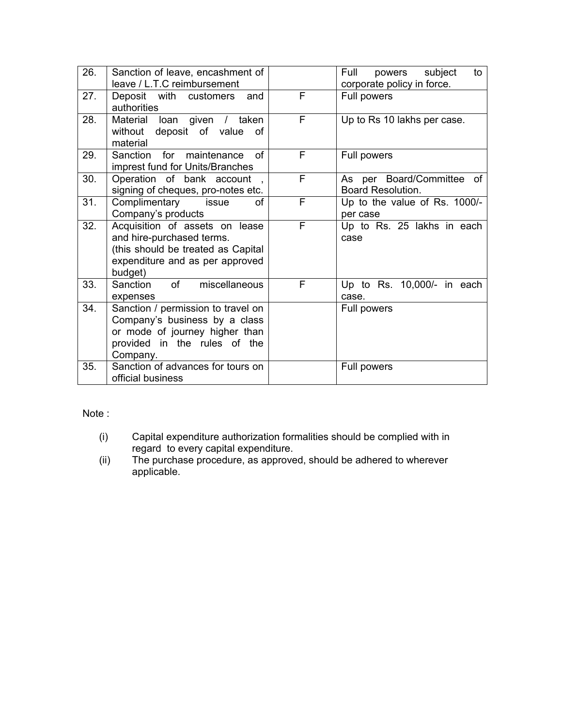| | | | |
|---|---|---|---|
| 26. | Sanction of leave, encashment of leave / L.T.C reimbursement | | Full powers subject to corporate policy in force. |
| 27. | Deposit with customers and authorities | F | Full powers |
| 28. | Material loan given / taken without deposit of value of material | F | Up to Rs 10 lakhs per case. |
| 29. | Sanction for maintenance of imprest fund for Units/Branches | F | Full powers |
| 30. | Operation of bank account , signing of cheques, pro-notes etc. | F | As per Board/Committee of Board Resolution. |
| 31. | Complimentary issue of Company's products | F | Up to the value of Rs. 1000/- per case |
| 32. | Acquisition of assets on lease and hire-purchased terms. (this should be treated as Capital expenditure and as per approved budget) | F | Up to Rs. 25 lakhs in each case |
| 33. | Sanction of miscellaneous expenses | F | Up to Rs. 10,000/- in each case. |
| 34. | Sanction / permission to travel on Company's business by a class or mode of journey higher than provided in the rules of the Company. | | Full powers |
| 35. | Sanction of advances for tours on official business | | Full powers |

Note :

(i) Capital expenditure authorization formalities should be complied with in regard to every capital expenditure.

(ii) The purchase procedure, as approved, should be adhered to wherever applicable.